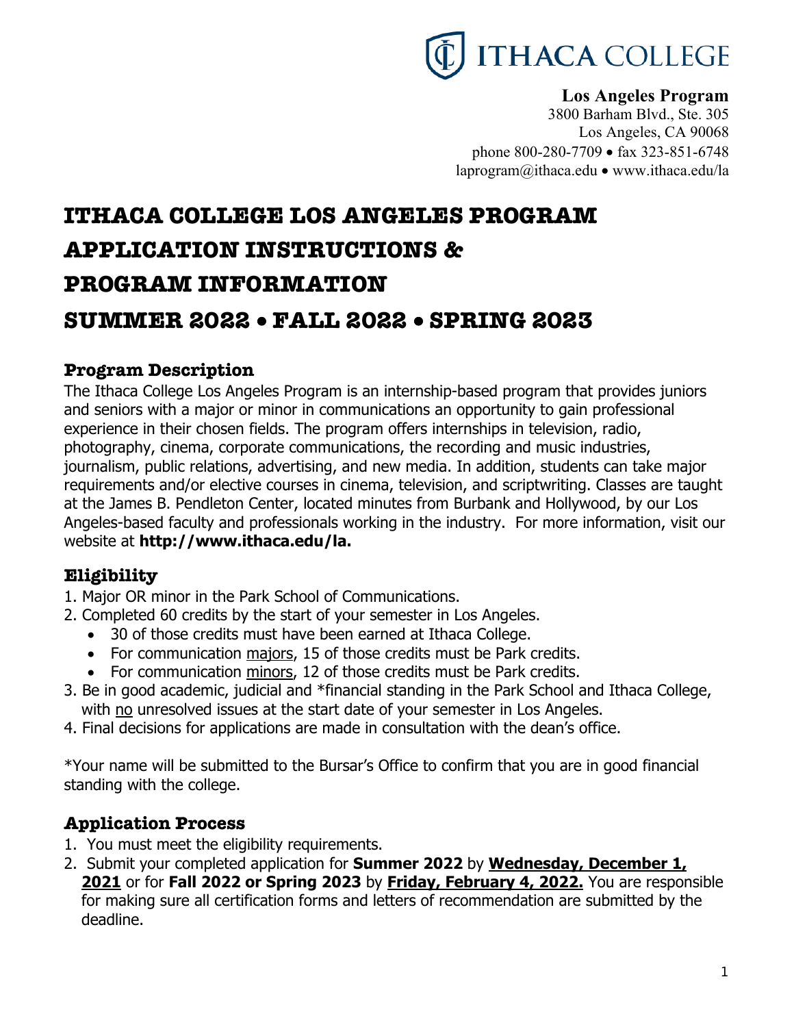**ITHACA COLLEGE**

**Los Angeles Program**
3800 Barham Blvd., Ste. 305
Los Angeles, CA 90068
phone 800-280-7709 • fax 323-851-6748
laprogram@ithaca.edu • www.ithaca.edu/la

# ITHACA COLLEGE LOS ANGELES PROGRAM APPLICATION INSTRUCTIONS & PROGRAM INFORMATION

# SUMMER 2022 • FALL 2022 • SPRING 2023

## Program Description

The Ithaca College Los Angeles Program is an internship-based program that provides juniors and seniors with a major or minor in communications an opportunity to gain professional experience in their chosen fields. The program offers internships in television, radio, photography, cinema, corporate communications, the recording and music industries, journalism, public relations, advertising, and new media. In addition, students can take major requirements and/or elective courses in cinema, television, and scriptwriting. Classes are taught at the James B. Pendleton Center, located minutes from Burbank and Hollywood, by our Los Angeles-based faculty and professionals working in the industry. For more information, visit our website at **http://www.ithaca.edu/la.**

## Eligibility

1. Major OR minor in the Park School of Communications.
2. Completed 60 credits by the start of your semester in Los Angeles.
   - 30 of those credits must have been earned at Ithaca College.
   - For communication <u>majors</u>, 15 of those credits must be Park credits.
   - For communication <u>minors</u>, 12 of those credits must be Park credits.
3. Be in good academic, judicial and *financial standing in the Park School and Ithaca College, with <u>no</u> unresolved issues at the start date of your semester in Los Angeles.
4. Final decisions for applications are made in consultation with the dean's office.

*Your name will be submitted to the Bursar's Office to confirm that you are in good financial standing with the college.

## Application Process

1. You must meet the eligibility requirements.
2. Submit your completed application for **Summer 2022** by **<u>Wednesday, December 1, 2021</u>** or for **Fall 2022 or Spring 2023** by **<u>Friday, February 4, 2022.</u>** You are responsible for making sure all certification forms and letters of recommendation are submitted by the deadline.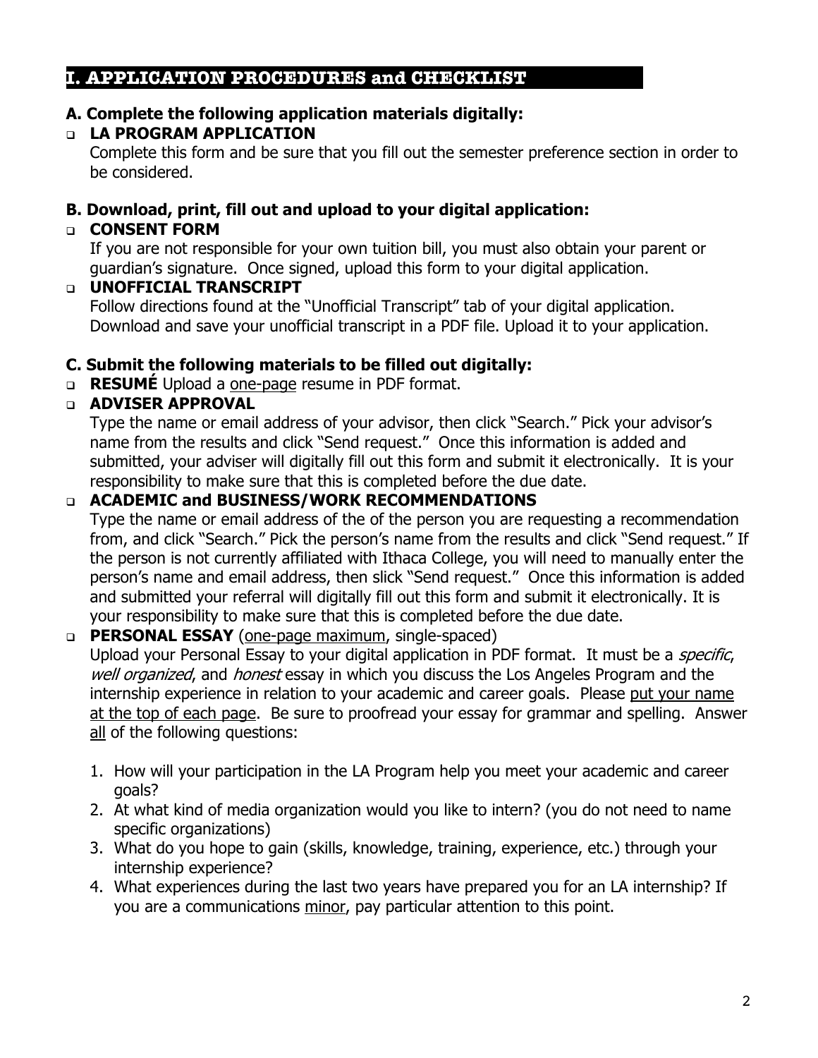## I. APPLICATION PROCEDURES and CHECKLIST

### A. Complete the following application materials digitally:

- **LA PROGRAM APPLICATION**
  Complete this form and be sure that you fill out the semester preference section in order to be considered.

### B. Download, print, fill out and upload to your digital application:

- **CONSENT FORM**
  If you are not responsible for your own tuition bill, you must also obtain your parent or guardian's signature. Once signed, upload this form to your digital application.
- **UNOFFICIAL TRANSCRIPT**
  Follow directions found at the "Unofficial Transcript" tab of your digital application. Download and save your unofficial transcript in a PDF file. Upload it to your application.

### C. Submit the following materials to be filled out digitally:

- **RESUMÉ** Upload a <u>one-page</u> resume in PDF format.
- **ADVISER APPROVAL**
  Type the name or email address of your advisor, then click "Search." Pick your advisor's name from the results and click "Send request." Once this information is added and submitted, your adviser will digitally fill out this form and submit it electronically. It is your responsibility to make sure that this is completed before the due date.
- **ACADEMIC and BUSINESS/WORK RECOMMENDATIONS**
  Type the name or email address of the of the person you are requesting a recommendation from, and click "Search." Pick the person's name from the results and click "Send request." If the person is not currently affiliated with Ithaca College, you will need to manually enter the person's name and email address, then slick "Send request." Once this information is added and submitted your referral will digitally fill out this form and submit it electronically. It is your responsibility to make sure that this is completed before the due date.
- **PERSONAL ESSAY** (<u>one-page maximum</u>, single-spaced)
  Upload your Personal Essay to your digital application in PDF format. It must be a *specific*, *well organized*, and *honest* essay in which you discuss the Los Angeles Program and the internship experience in relation to your academic and career goals. Please <u>put your name at the top of each page</u>. Be sure to proofread your essay for grammar and spelling. Answer <u>all</u> of the following questions:

  1. How will your participation in the LA Program help you meet your academic and career goals?
  2. At what kind of media organization would you like to intern? (you do not need to name specific organizations)
  3. What do you hope to gain (skills, knowledge, training, experience, etc.) through your internship experience?
  4. What experiences during the last two years have prepared you for an LA internship? If you are a communications <u>minor</u>, pay particular attention to this point.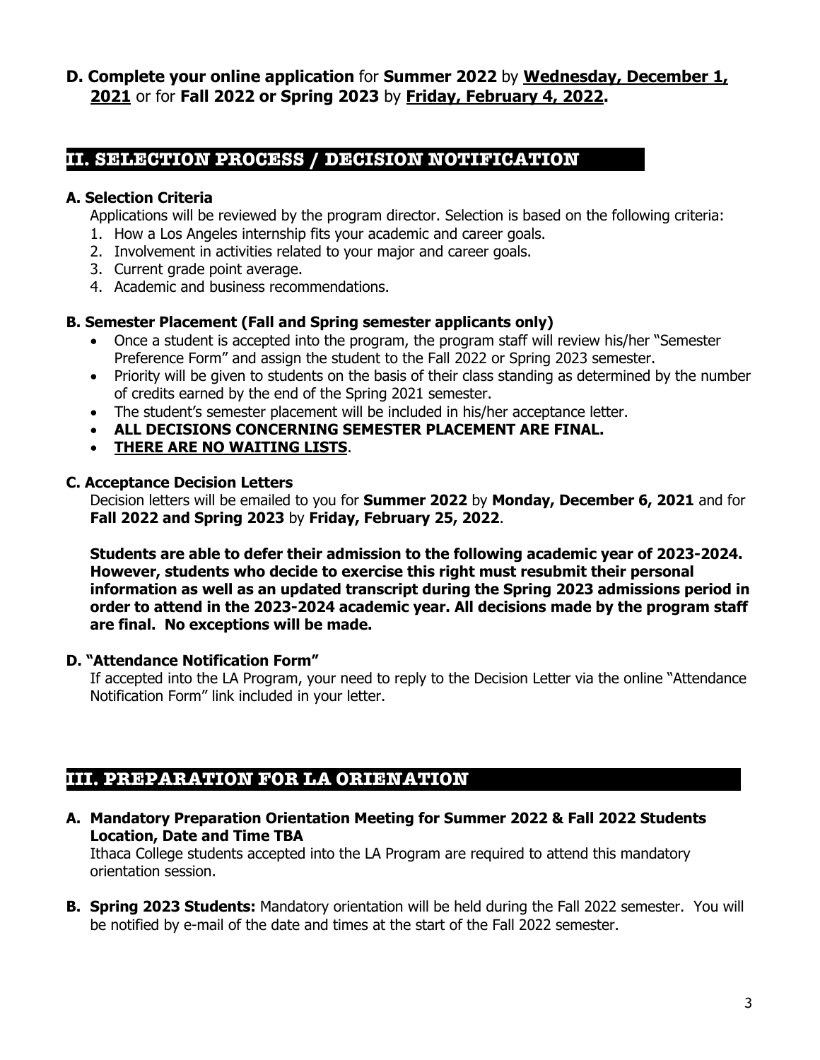**D. Complete your online application** for **Summer 2022** by **<u>Wednesday, December 1, 2021</u>** or for **Fall 2022 or Spring 2023** by **<u>Friday, February 4, 2022</u>.**

## II. SELECTION PROCESS / DECISION NOTIFICATION

### A. Selection Criteria

Applications will be reviewed by the program director. Selection is based on the following criteria:

1. How a Los Angeles internship fits your academic and career goals.
2. Involvement in activities related to your major and career goals.
3. Current grade point average.
4. Academic and business recommendations.

### B. Semester Placement (Fall and Spring semester applicants only)

- Once a student is accepted into the program, the program staff will review his/her "Semester Preference Form" and assign the student to the Fall 2022 or Spring 2023 semester.
- Priority will be given to students on the basis of their class standing as determined by the number of credits earned by the end of the Spring 2021 semester.
- The student's semester placement will be included in his/her acceptance letter.
- **ALL DECISIONS CONCERNING SEMESTER PLACEMENT ARE FINAL.**
- **<u>THERE ARE NO WAITING LISTS</u>**.

### C. Acceptance Decision Letters

Decision letters will be emailed to you for **Summer 2022** by **Monday, December 6, 2021** and for **Fall 2022 and Spring 2023** by **Friday, February 25, 2022**.

**Students are able to defer their admission to the following academic year of 2023-2024. However, students who decide to exercise this right must resubmit their personal information as well as an updated transcript during the Spring 2023 admissions period in order to attend in the 2023-2024 academic year. All decisions made by the program staff are final. No exceptions will be made.**

### D. "Attendance Notification Form"

If accepted into the LA Program, your need to reply to the Decision Letter via the online "Attendance Notification Form" link included in your letter.

## III. PREPARATION FOR LA ORIENATION

**A. Mandatory Preparation Orientation Meeting for Summer 2022 & Fall 2022 Students Location, Date and Time TBA**

Ithaca College students accepted into the LA Program are required to attend this mandatory orientation session.

**B. Spring 2023 Students:** Mandatory orientation will be held during the Fall 2022 semester. You will be notified by e-mail of the date and times at the start of the Fall 2022 semester.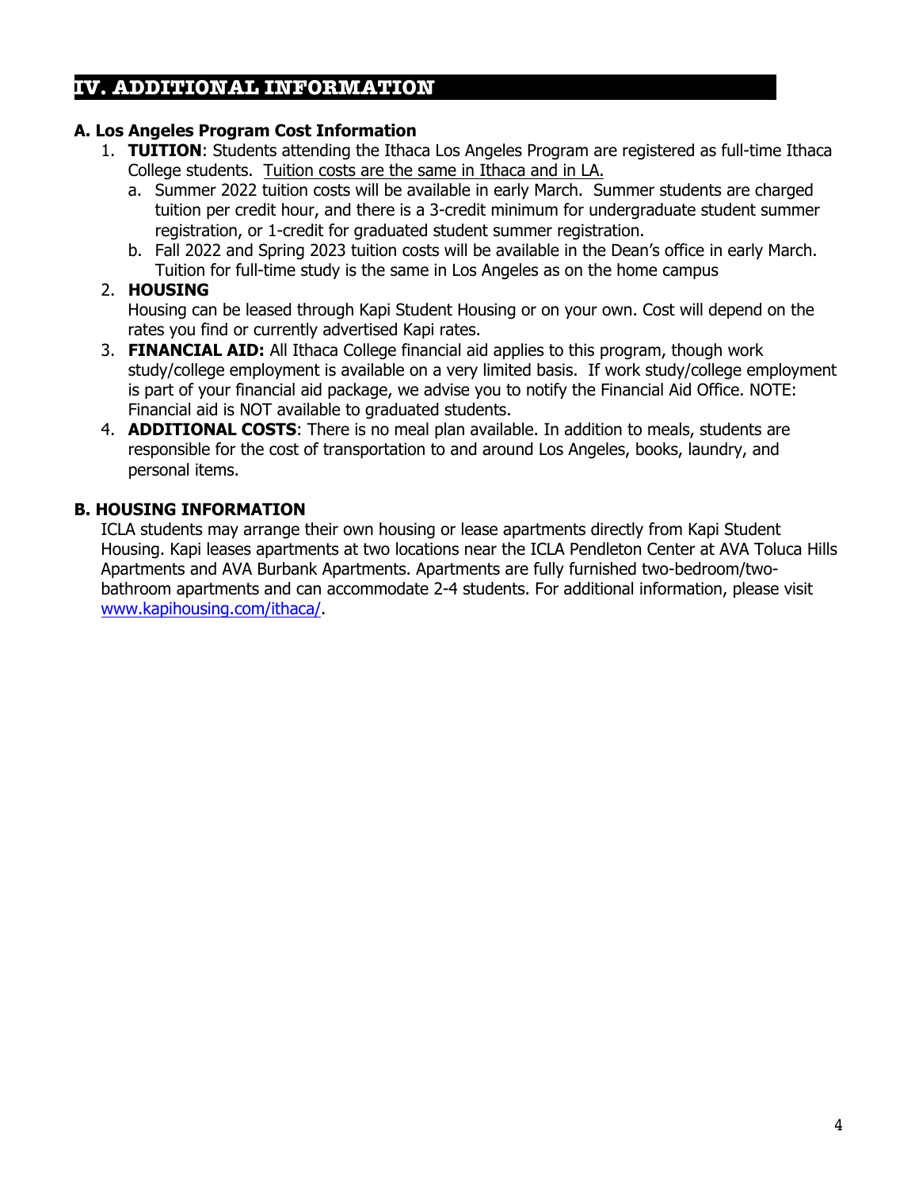# IV. ADDITIONAL INFORMATION

### A. Los Angeles Program Cost Information

1. **TUITION**: Students attending the Ithaca Los Angeles Program are registered as full-time Ithaca College students. <u>Tuition costs are the same in Ithaca and in LA.</u>
   a. Summer 2022 tuition costs will be available in early March. Summer students are charged tuition per credit hour, and there is a 3-credit minimum for undergraduate student summer registration, or 1-credit for graduated student summer registration.
   b. Fall 2022 and Spring 2023 tuition costs will be available in the Dean's office in early March. Tuition for full-time study is the same in Los Angeles as on the home campus
2. **HOUSING**
   Housing can be leased through Kapi Student Housing or on your own. Cost will depend on the rates you find or currently advertised Kapi rates.
3. **FINANCIAL AID:** All Ithaca College financial aid applies to this program, though work study/college employment is available on a very limited basis. If work study/college employment is part of your financial aid package, we advise you to notify the Financial Aid Office. NOTE: Financial aid is NOT available to graduated students.
4. **ADDITIONAL COSTS**: There is no meal plan available. In addition to meals, students are responsible for the cost of transportation to and around Los Angeles, books, laundry, and personal items.

### B. HOUSING INFORMATION

ICLA students may arrange their own housing or lease apartments directly from Kapi Student Housing. Kapi leases apartments at two locations near the ICLA Pendleton Center at AVA Toluca Hills Apartments and AVA Burbank Apartments. Apartments are fully furnished two-bedroom/two-bathroom apartments and can accommodate 2-4 students. For additional information, please visit [www.kapihousing.com/ithaca/](www.kapihousing.com/ithaca/).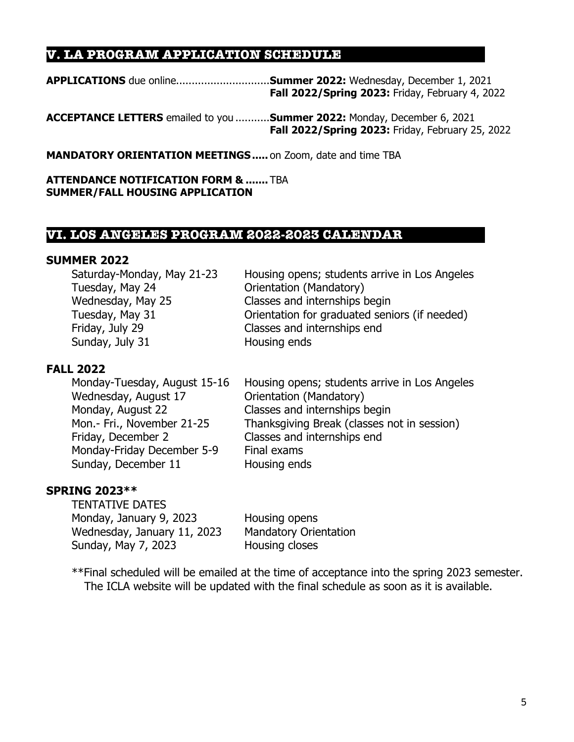## V. LA PROGRAM APPLICATION SCHEDULE

**APPLICATIONS** due online.............................**Summer 2022:** Wednesday, December 1, 2021
**Fall 2022/Spring 2023:** Friday, February 4, 2022

**ACCEPTANCE LETTERS** emailed to you ...........**Summer 2022:** Monday, December 6, 2021
**Fall 2022/Spring 2023:** Friday, February 25, 2022

**MANDATORY ORIENTATION MEETINGS.....** on Zoom, date and time TBA

**ATTENDANCE NOTIFICATION FORM & .......** TBA
**SUMMER/FALL HOUSING APPLICATION**

## VI. LOS ANGELES PROGRAM 2022-2023 CALENDAR

### SUMMER 2022

| | |
|---|---|
| Saturday-Monday, May 21-23 | Housing opens; students arrive in Los Angeles |
| Tuesday, May 24 | Orientation (Mandatory) |
| Wednesday, May 25 | Classes and internships begin |
| Tuesday, May 31 | Orientation for graduated seniors (if needed) |
| Friday, July 29 | Classes and internships end |
| Sunday, July 31 | Housing ends |

### FALL 2022

| | |
|---|---|
| Monday-Tuesday, August 15-16 | Housing opens; students arrive in Los Angeles |
| Wednesday, August 17 | Orientation (Mandatory) |
| Monday, August 22 | Classes and internships begin |
| Mon.- Fri., November 21-25 | Thanksgiving Break (classes not in session) |
| Friday, December 2 | Classes and internships end |
| Monday-Friday December 5-9 | Final exams |
| Sunday, December 11 | Housing ends |

### SPRING 2023**

TENTATIVE DATES

| | |
|---|---|
| Monday, January 9, 2023 | Housing opens |
| Wednesday, January 11, 2023 | Mandatory Orientation |
| Sunday, May 7, 2023 | Housing closes |

**Final scheduled will be emailed at the time of acceptance into the spring 2023 semester. The ICLA website will be updated with the final schedule as soon as it is available.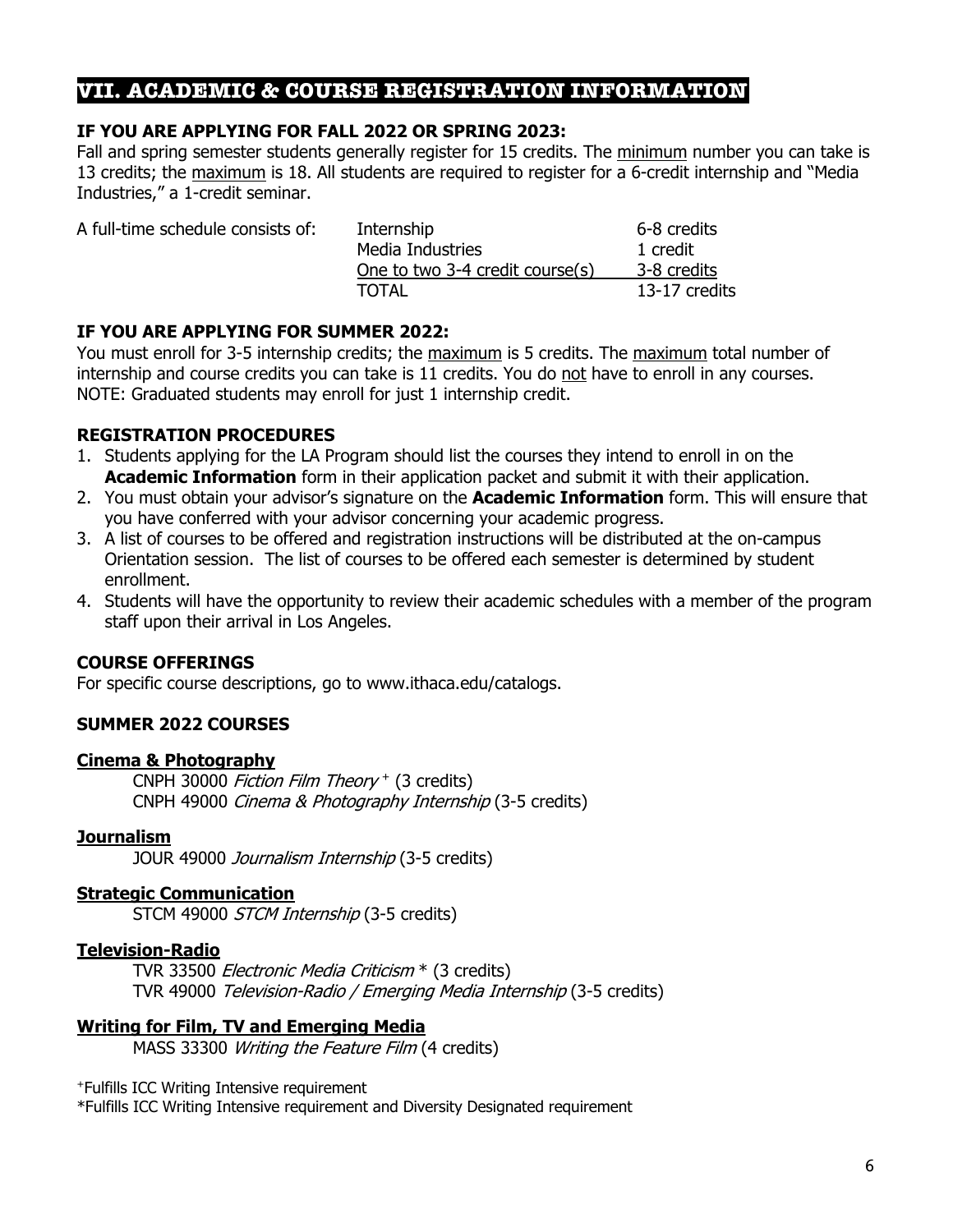# VII. ACADEMIC & COURSE REGISTRATION INFORMATION

**IF YOU ARE APPLYING FOR FALL 2022 OR SPRING 2023:**

Fall and spring semester students generally register for 15 credits. The minimum number you can take is 13 credits; the maximum is 18. All students are required to register for a 6-credit internship and "Media Industries," a 1-credit seminar.

| A full-time schedule consists of: | | |
|---|---|---|
| | Internship | 6-8 credits |
| | Media Industries | 1 credit |
| | One to two 3-4 credit course(s) | 3-8 credits |
| | TOTAL | 13-17 credits |

**IF YOU ARE APPLYING FOR SUMMER 2022:**

You must enroll for 3-5 internship credits; the maximum is 5 credits. The maximum total number of internship and course credits you can take is 11 credits. You do not have to enroll in any courses. NOTE: Graduated students may enroll for just 1 internship credit.

**REGISTRATION PROCEDURES**

1. Students applying for the LA Program should list the courses they intend to enroll in on the **Academic Information** form in their application packet and submit it with their application.
2. You must obtain your advisor's signature on the **Academic Information** form. This will ensure that you have conferred with your advisor concerning your academic progress.
3. A list of courses to be offered and registration instructions will be distributed at the on-campus Orientation session. The list of courses to be offered each semester is determined by student enrollment.
4. Students will have the opportunity to review their academic schedules with a member of the program staff upon their arrival in Los Angeles.

**COURSE OFFERINGS**

For specific course descriptions, go to www.ithaca.edu/catalogs.

**SUMMER 2022 COURSES**

**Cinema & Photography**

CNPH 30000 *Fiction Film Theory* + (3 credits)
CNPH 49000 *Cinema & Photography Internship* (3-5 credits)

**Journalism**

JOUR 49000 *Journalism Internship* (3-5 credits)

**Strategic Communication**

STCM 49000 *STCM Internship* (3-5 credits)

**Television-Radio**

TVR 33500 *Electronic Media Criticism* * (3 credits)
TVR 49000 *Television-Radio / Emerging Media Internship* (3-5 credits)

**Writing for Film, TV and Emerging Media**

MASS 33300 *Writing the Feature Film* (4 credits)

+Fulfills ICC Writing Intensive requirement
*Fulfills ICC Writing Intensive requirement and Diversity Designated requirement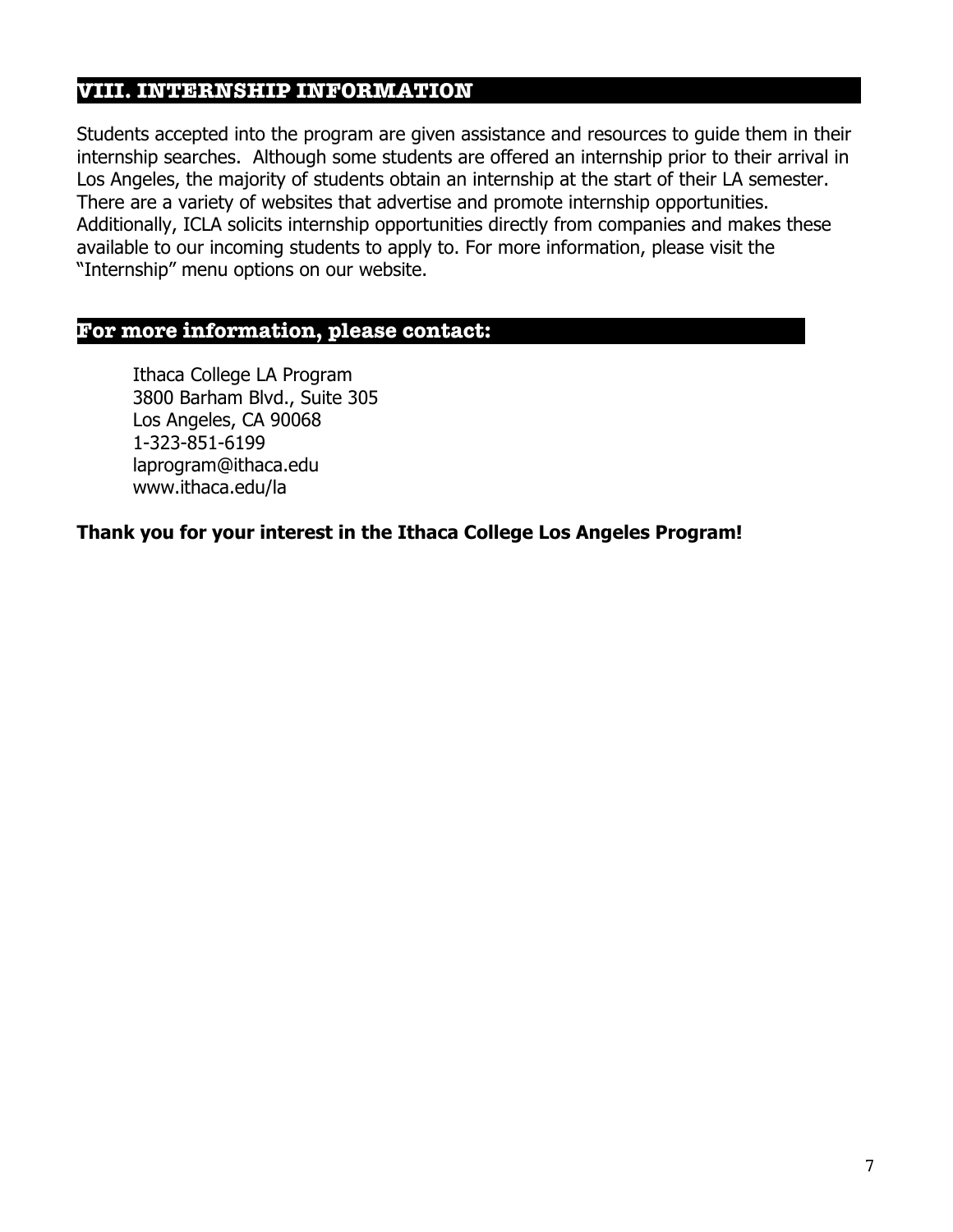## VIII. INTERNSHIP INFORMATION

Students accepted into the program are given assistance and resources to guide them in their internship searches. Although some students are offered an internship prior to their arrival in Los Angeles, the majority of students obtain an internship at the start of their LA semester. There are a variety of websites that advertise and promote internship opportunities. Additionally, ICLA solicits internship opportunities directly from companies and makes these available to our incoming students to apply to. For more information, please visit the "Internship" menu options on our website.

## For more information, please contact:

Ithaca College LA Program
3800 Barham Blvd., Suite 305
Los Angeles, CA 90068
1-323-851-6199
laprogram@ithaca.edu
www.ithaca.edu/la

**Thank you for your interest in the Ithaca College Los Angeles Program!**